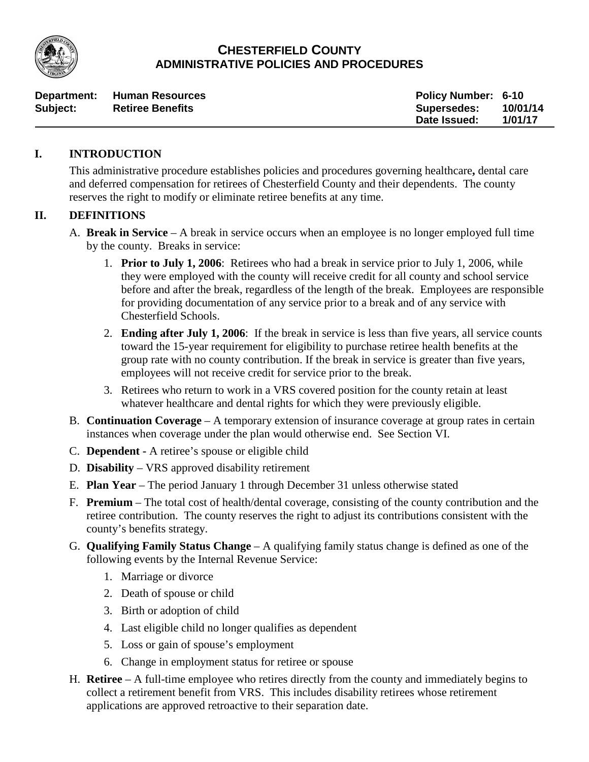# CHESTERFIELD COUNTY
## ADMINISTRATIVE POLICIES AND PROCEDURES

| | | | |
|---|---|---|---|
| **Department:** | **Human Resources** | **Policy Number:** | **6-10** |
| **Subject:** | **Retiree Benefits** | **Supersedes:** | **10/01/14** |
| | | **Date Issued:** | **1/01/17** |

## I. INTRODUCTION

This administrative procedure establishes policies and procedures governing healthcare**,** dental care and deferred compensation for retirees of Chesterfield County and their dependents. The county reserves the right to modify or eliminate retiree benefits at any time.

## II. DEFINITIONS

A. **Break in Service** – A break in service occurs when an employee is no longer employed full time by the county. Breaks in service:

1. **Prior to July 1, 2006**: Retirees who had a break in service prior to July 1, 2006, while they were employed with the county will receive credit for all county and school service before and after the break, regardless of the length of the break. Employees are responsible for providing documentation of any service prior to a break and of any service with Chesterfield Schools.
2. **Ending after July 1, 2006**: If the break in service is less than five years, all service counts toward the 15-year requirement for eligibility to purchase retiree health benefits at the group rate with no county contribution. If the break in service is greater than five years, employees will not receive credit for service prior to the break.
3. Retirees who return to work in a VRS covered position for the county retain at least whatever healthcare and dental rights for which they were previously eligible.

B. **Continuation Coverage** – A temporary extension of insurance coverage at group rates in certain instances when coverage under the plan would otherwise end. See Section VI.

C. **Dependent -** A retiree's spouse or eligible child

D. **Disability** – VRS approved disability retirement

E. **Plan Year** – The period January 1 through December 31 unless otherwise stated

F. **Premium** – The total cost of health/dental coverage, consisting of the county contribution and the retiree contribution. The county reserves the right to adjust its contributions consistent with the county's benefits strategy.

G. **Qualifying Family Status Change** – A qualifying family status change is defined as one of the following events by the Internal Revenue Service:

1. Marriage or divorce
2. Death of spouse or child
3. Birth or adoption of child
4. Last eligible child no longer qualifies as dependent
5. Loss or gain of spouse's employment
6. Change in employment status for retiree or spouse

H. **Retiree** – A full-time employee who retires directly from the county and immediately begins to collect a retirement benefit from VRS. This includes disability retirees whose retirement applications are approved retroactive to their separation date.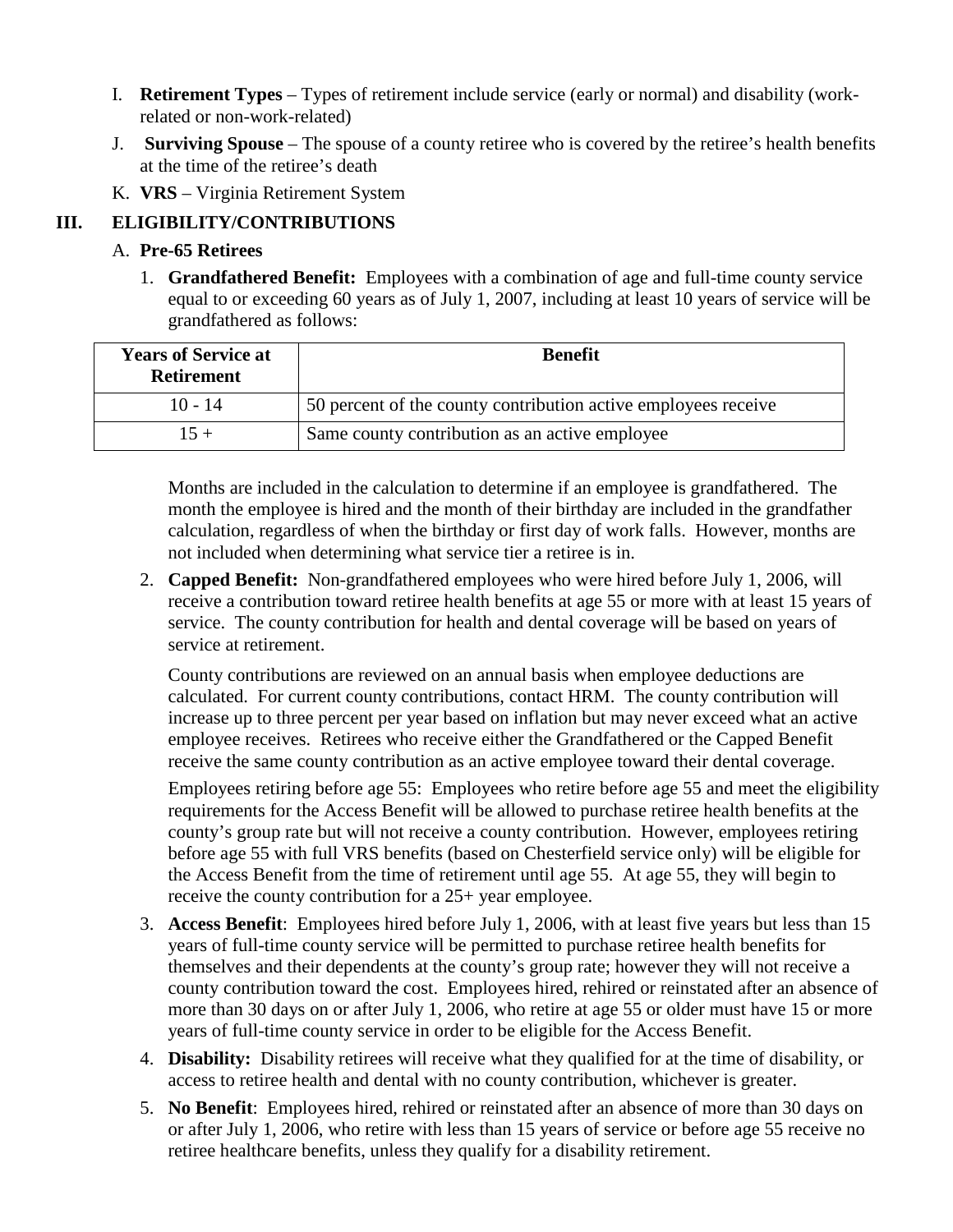I. **Retirement Types** – Types of retirement include service (early or normal) and disability (work-related or non-work-related)

J. **Surviving Spouse** – The spouse of a county retiree who is covered by the retiree's health benefits at the time of the retiree's death

K. **VRS** – Virginia Retirement System

## III. ELIGIBILITY/CONTRIBUTIONS

### A. Pre-65 Retirees

1. **Grandfathered Benefit:** Employees with a combination of age and full-time county service equal to or exceeding 60 years as of July 1, 2007, including at least 10 years of service will be grandfathered as follows:

| Years of Service at Retirement | Benefit |
|---|---|
| 10 - 14 | 50 percent of the county contribution active employees receive |
| 15 + | Same county contribution as an active employee |

   Months are included in the calculation to determine if an employee is grandfathered. The month the employee is hired and the month of their birthday are included in the grandfather calculation, regardless of when the birthday or first day of work falls. However, months are not included when determining what service tier a retiree is in.

2. **Capped Benefit:** Non-grandfathered employees who were hired before July 1, 2006, will receive a contribution toward retiree health benefits at age 55 or more with at least 15 years of service. The county contribution for health and dental coverage will be based on years of service at retirement.

   County contributions are reviewed on an annual basis when employee deductions are calculated. For current county contributions, contact HRM. The county contribution will increase up to three percent per year based on inflation but may never exceed what an active employee receives. Retirees who receive either the Grandfathered or the Capped Benefit receive the same county contribution as an active employee toward their dental coverage.

   Employees retiring before age 55: Employees who retire before age 55 and meet the eligibility requirements for the Access Benefit will be allowed to purchase retiree health benefits at the county's group rate but will not receive a county contribution. However, employees retiring before age 55 with full VRS benefits (based on Chesterfield service only) will be eligible for the Access Benefit from the time of retirement until age 55. At age 55, they will begin to receive the county contribution for a 25+ year employee.

3. **Access Benefit**: Employees hired before July 1, 2006, with at least five years but less than 15 years of full-time county service will be permitted to purchase retiree health benefits for themselves and their dependents at the county's group rate; however they will not receive a county contribution toward the cost. Employees hired, rehired or reinstated after an absence of more than 30 days on or after July 1, 2006, who retire at age 55 or older must have 15 or more years of full-time county service in order to be eligible for the Access Benefit.

4. **Disability:** Disability retirees will receive what they qualified for at the time of disability, or access to retiree health and dental with no county contribution, whichever is greater.

5. **No Benefit**: Employees hired, rehired or reinstated after an absence of more than 30 days on or after July 1, 2006, who retire with less than 15 years of service or before age 55 receive no retiree healthcare benefits, unless they qualify for a disability retirement.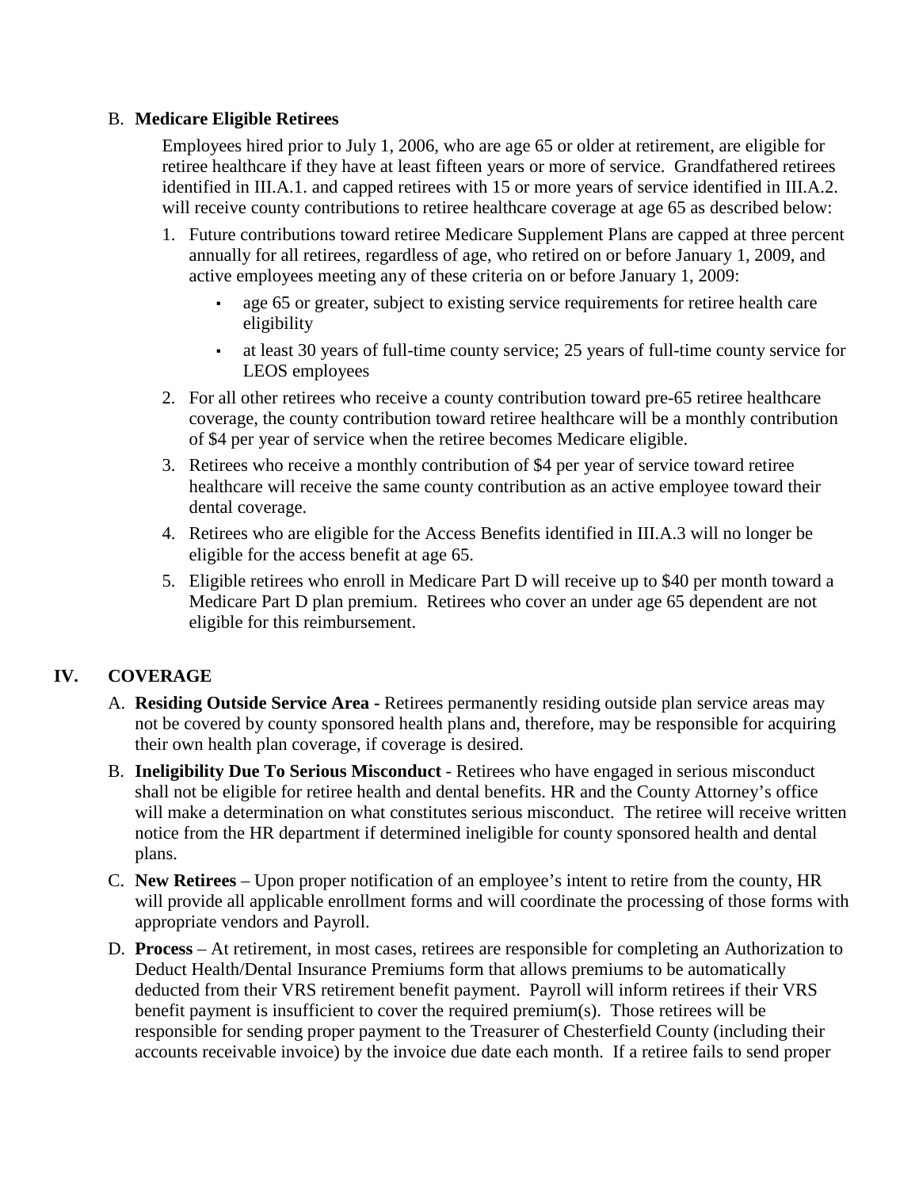B. **Medicare Eligible Retirees**

Employees hired prior to July 1, 2006, who are age 65 or older at retirement, are eligible for retiree healthcare if they have at least fifteen years or more of service. Grandfathered retirees identified in III.A.1. and capped retirees with 15 or more years of service identified in III.A.2. will receive county contributions to retiree healthcare coverage at age 65 as described below:

1. Future contributions toward retiree Medicare Supplement Plans are capped at three percent annually for all retirees, regardless of age, who retired on or before January 1, 2009, and active employees meeting any of these criteria on or before January 1, 2009:
   - age 65 or greater, subject to existing service requirements for retiree health care eligibility
   - at least 30 years of full-time county service; 25 years of full-time county service for LEOS employees
2. For all other retirees who receive a county contribution toward pre-65 retiree healthcare coverage, the county contribution toward retiree healthcare will be a monthly contribution of $4 per year of service when the retiree becomes Medicare eligible.
3. Retirees who receive a monthly contribution of $4 per year of service toward retiree healthcare will receive the same county contribution as an active employee toward their dental coverage.
4. Retirees who are eligible for the Access Benefits identified in III.A.3 will no longer be eligible for the access benefit at age 65.
5. Eligible retirees who enroll in Medicare Part D will receive up to $40 per month toward a Medicare Part D plan premium. Retirees who cover an under age 65 dependent are not eligible for this reimbursement.

## IV. COVERAGE

A. **Residing Outside Service Area -** Retirees permanently residing outside plan service areas may not be covered by county sponsored health plans and, therefore, may be responsible for acquiring their own health plan coverage, if coverage is desired.

B. **Ineligibility Due To Serious Misconduct** - Retirees who have engaged in serious misconduct shall not be eligible for retiree health and dental benefits. HR and the County Attorney's office will make a determination on what constitutes serious misconduct. The retiree will receive written notice from the HR department if determined ineligible for county sponsored health and dental plans.

C. **New Retirees** – Upon proper notification of an employee's intent to retire from the county, HR will provide all applicable enrollment forms and will coordinate the processing of those forms with appropriate vendors and Payroll.

D. **Process** – At retirement, in most cases, retirees are responsible for completing an Authorization to Deduct Health/Dental Insurance Premiums form that allows premiums to be automatically deducted from their VRS retirement benefit payment. Payroll will inform retirees if their VRS benefit payment is insufficient to cover the required premium(s). Those retirees will be responsible for sending proper payment to the Treasurer of Chesterfield County (including their accounts receivable invoice) by the invoice due date each month. If a retiree fails to send proper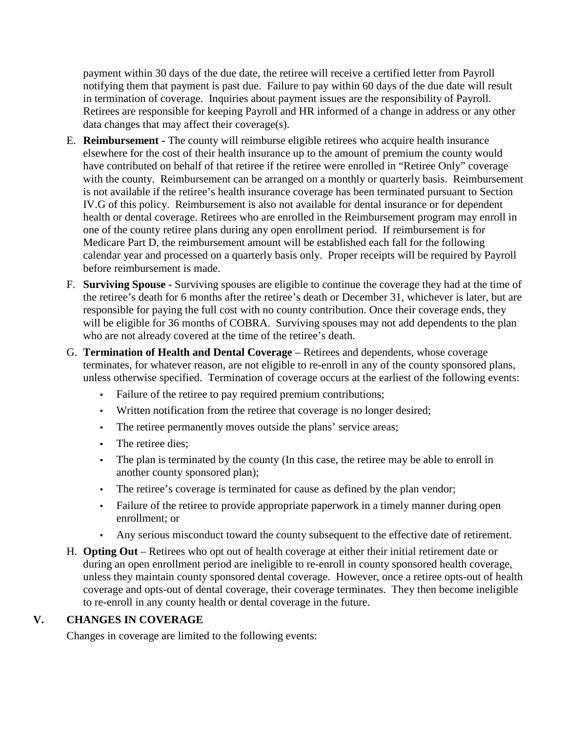payment within 30 days of the due date, the retiree will receive a certified letter from Payroll notifying them that payment is past due. Failure to pay within 60 days of the due date will result in termination of coverage. Inquiries about payment issues are the responsibility of Payroll. Retirees are responsible for keeping Payroll and HR informed of a change in address or any other data changes that may affect their coverage(s).

E. **Reimbursement -** The county will reimburse eligible retirees who acquire health insurance elsewhere for the cost of their health insurance up to the amount of premium the county would have contributed on behalf of that retiree if the retiree were enrolled in "Retiree Only" coverage with the county. Reimbursement can be arranged on a monthly or quarterly basis. Reimbursement is not available if the retiree's health insurance coverage has been terminated pursuant to Section IV.G of this policy. Reimbursement is also not available for dental insurance or for dependent health or dental coverage. Retirees who are enrolled in the Reimbursement program may enroll in one of the county retiree plans during any open enrollment period. If reimbursement is for Medicare Part D, the reimbursement amount will be established each fall for the following calendar year and processed on a quarterly basis only. Proper receipts will be required by Payroll before reimbursement is made.

F. **Surviving Spouse -** Surviving spouses are eligible to continue the coverage they had at the time of the retiree's death for 6 months after the retiree's death or December 31, whichever is later, but are responsible for paying the full cost with no county contribution. Once their coverage ends, they will be eligible for 36 months of COBRA. Surviving spouses may not add dependents to the plan who are not already covered at the time of the retiree's death.

G. **Termination of Health and Dental Coverage** – Retirees and dependents, whose coverage terminates, for whatever reason, are not eligible to re-enroll in any of the county sponsored plans, unless otherwise specified. Termination of coverage occurs at the earliest of the following events:

   - Failure of the retiree to pay required premium contributions;
   - Written notification from the retiree that coverage is no longer desired;
   - The retiree permanently moves outside the plans' service areas;
   - The retiree dies;
   - The plan is terminated by the county (In this case, the retiree may be able to enroll in another county sponsored plan);
   - The retiree's coverage is terminated for cause as defined by the plan vendor;
   - Failure of the retiree to provide appropriate paperwork in a timely manner during open enrollment; or
   - Any serious misconduct toward the county subsequent to the effective date of retirement.

H. **Opting Out** – Retirees who opt out of health coverage at either their initial retirement date or during an open enrollment period are ineligible to re-enroll in county sponsored health coverage, unless they maintain county sponsored dental coverage. However, once a retiree opts-out of health coverage and opts-out of dental coverage, their coverage terminates. They then become ineligible to re-enroll in any county health or dental coverage in the future.

## V. CHANGES IN COVERAGE

Changes in coverage are limited to the following events: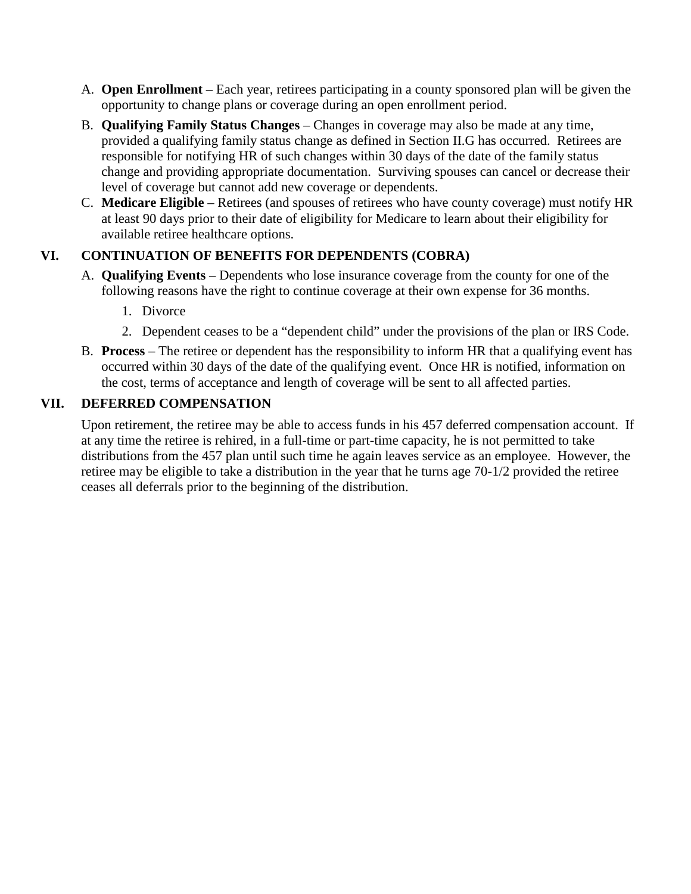A. **Open Enrollment** – Each year, retirees participating in a county sponsored plan will be given the opportunity to change plans or coverage during an open enrollment period.

B. **Qualifying Family Status Changes** – Changes in coverage may also be made at any time, provided a qualifying family status change as defined in Section II.G has occurred. Retirees are responsible for notifying HR of such changes within 30 days of the date of the family status change and providing appropriate documentation. Surviving spouses can cancel or decrease their level of coverage but cannot add new coverage or dependents.

C. **Medicare Eligible** – Retirees (and spouses of retirees who have county coverage) must notify HR at least 90 days prior to their date of eligibility for Medicare to learn about their eligibility for available retiree healthcare options.

## VI. CONTINUATION OF BENEFITS FOR DEPENDENTS (COBRA)

A. **Qualifying Events** – Dependents who lose insurance coverage from the county for one of the following reasons have the right to continue coverage at their own expense for 36 months.

   1. Divorce
   2. Dependent ceases to be a "dependent child" under the provisions of the plan or IRS Code.

B. **Process** – The retiree or dependent has the responsibility to inform HR that a qualifying event has occurred within 30 days of the date of the qualifying event. Once HR is notified, information on the cost, terms of acceptance and length of coverage will be sent to all affected parties.

## VII. DEFERRED COMPENSATION

Upon retirement, the retiree may be able to access funds in his 457 deferred compensation account. If at any time the retiree is rehired, in a full-time or part-time capacity, he is not permitted to take distributions from the 457 plan until such time he again leaves service as an employee. However, the retiree may be eligible to take a distribution in the year that he turns age 70-1/2 provided the retiree ceases all deferrals prior to the beginning of the distribution.